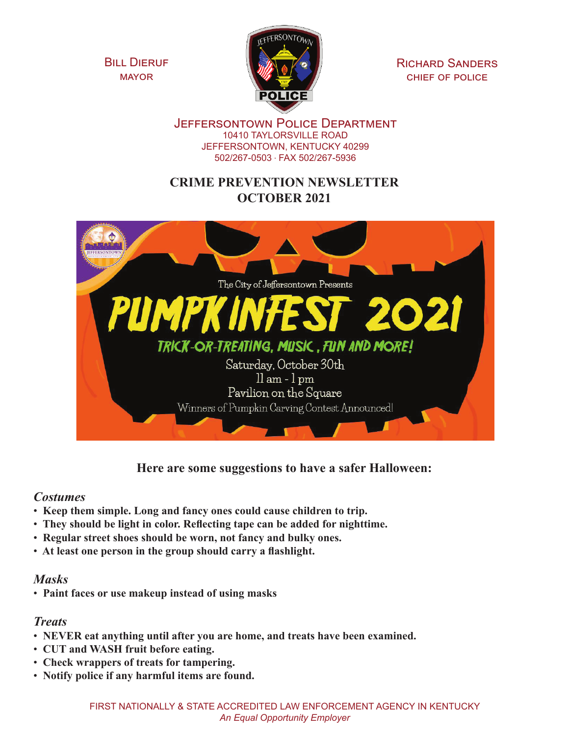Bill Dieruf
MAYOR

Richard Sanders
CHIEF OF POLICE

# Jeffersontown Police Department

10410 TAYLORSVILLE ROAD
JEFFERSONTOWN, KENTUCKY 40299
502/267-0503 · FAX 502/267-5936

## CRIME PREVENTION NEWSLETTER
## OCTOBER 2021

The City of Jeffersontown Presents

# PUMPKINFEST 2021

TRICK-OR-TREATING, MUSIC, FUN AND MORE!

Saturday, October 30th
11 am - 1 pm
Pavilion on the Square
Winners of Pumpkin Carving Contest Announced!

**Here are some suggestions to have a safer Halloween:**

### *Costumes*

- **Keep them simple. Long and fancy ones could cause children to trip.**
- **They should be light in color. Reflecting tape can be added for nighttime.**
- **Regular street shoes should be worn, not fancy and bulky ones.**
- **At least one person in the group should carry a flashlight.**

### *Masks*

- **Paint faces or use makeup instead of using masks**

### *Treats*

- **NEVER eat anything until after you are home, and treats have been examined.**
- **CUT and WASH fruit before eating.**
- **Check wrappers of treats for tampering.**
- **Notify police if any harmful items are found.**

FIRST NATIONALLY & STATE ACCREDITED LAW ENFORCEMENT AGENCY IN KENTUCKY
*An Equal Opportunity Employer*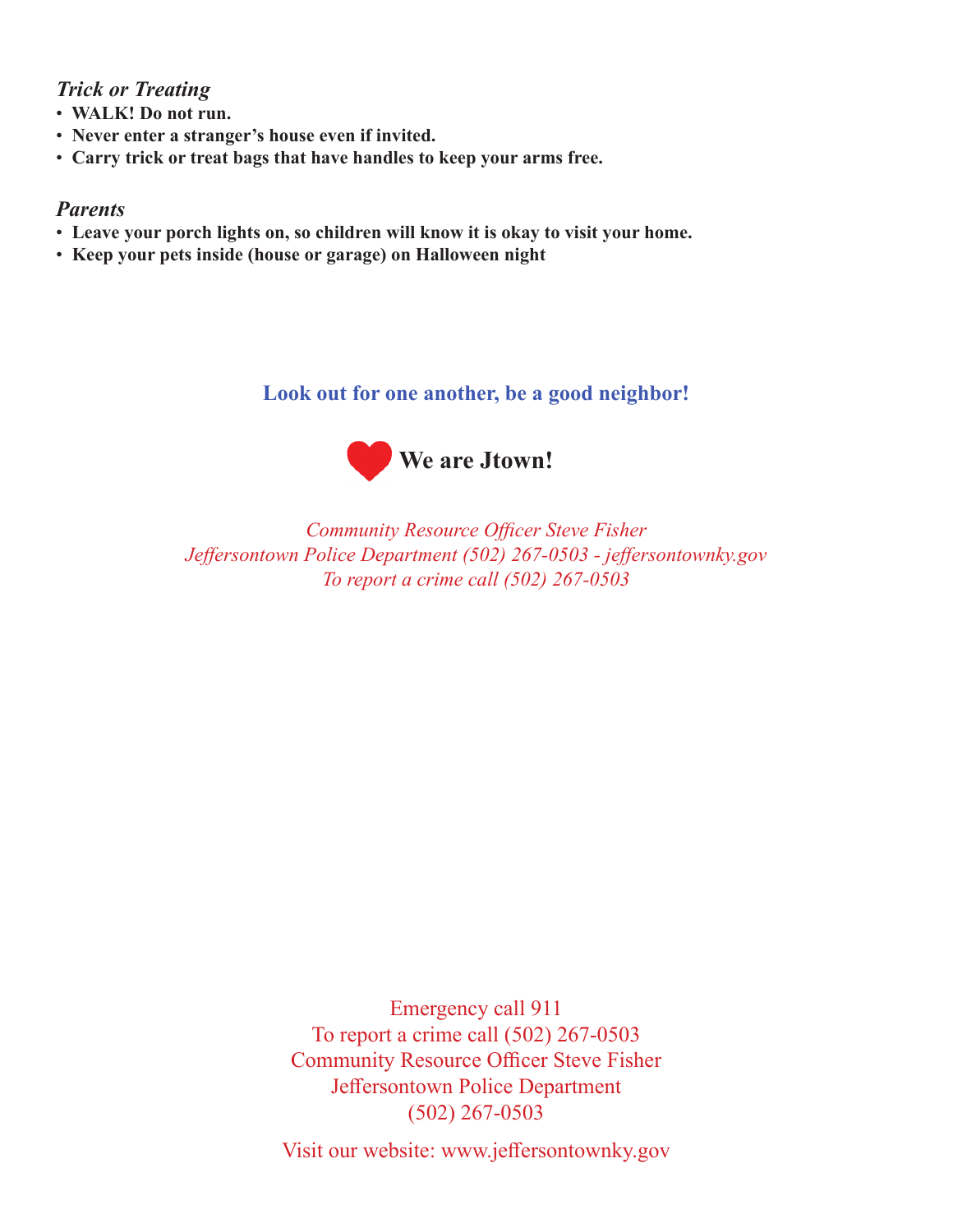### *Trick or Treating*

- **WALK! Do not run.**
- **Never enter a stranger's house even if invited.**
- **Carry trick or treat bags that have handles to keep your arms free.**

### *Parents*

- **Leave your porch lights on, so children will know it is okay to visit your home.**
- **Keep your pets inside (house or garage) on Halloween night**

**Look out for one another, be a good neighbor!**

**We are Jtown!**

*Community Resource Officer Steve Fisher*
*Jeffersontown Police Department (502) 267-0503 - jeffersontownky.gov*
*To report a crime call (502) 267-0503*

Emergency call 911
To report a crime call (502) 267-0503
Community Resource Officer Steve Fisher
Jeffersontown Police Department
(502) 267-0503

Visit our website: www.jeffersontownky.gov